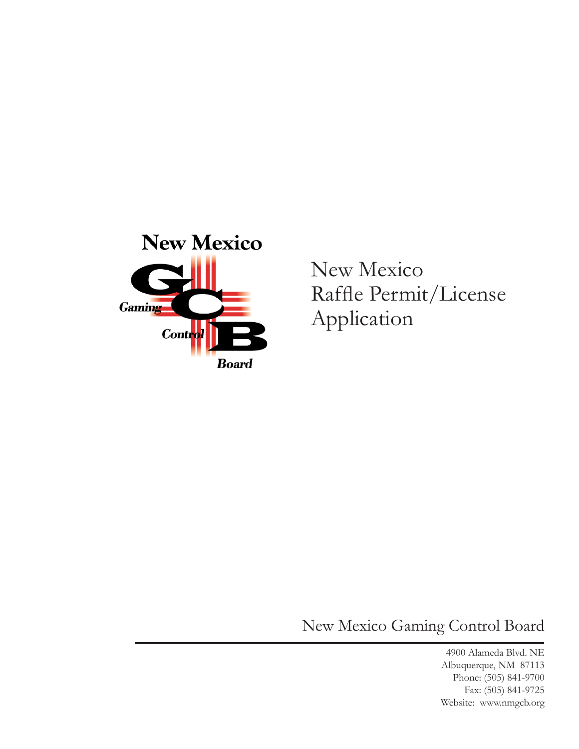New Mexico Gaming Control Board

# New Mexico Raffle Permit/License Application

New Mexico Gaming Control Board

4900 Alameda Blvd. NE
Albuquerque, NM 87113
Phone: (505) 841-9700
Fax: (505) 841-9725
Website: www.nmgcb.org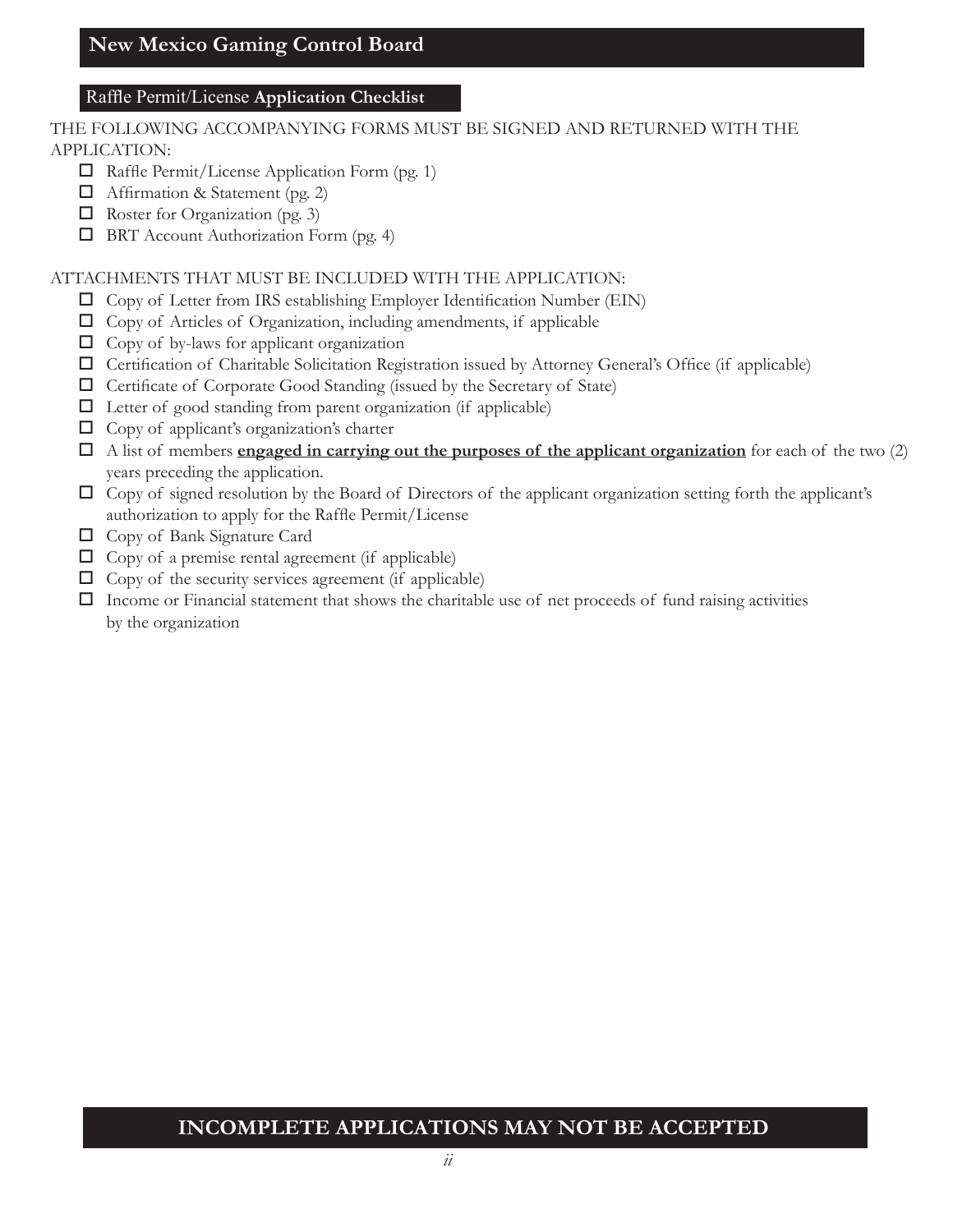## New Mexico Gaming Control Board

### Raffle Permit/License **Application Checklist**

THE FOLLOWING ACCOMPANYING FORMS MUST BE SIGNED AND RETURNED WITH THE APPLICATION:

- ☐ Raffle Permit/License Application Form (pg. 1)
- ☐ Affirmation & Statement (pg. 2)
- ☐ Roster for Organization (pg. 3)
- ☐ BRT Account Authorization Form (pg. 4)

ATTACHMENTS THAT MUST BE INCLUDED WITH THE APPLICATION:

- ☐ Copy of Letter from IRS establishing Employer Identification Number (EIN)
- ☐ Copy of Articles of Organization, including amendments, if applicable
- ☐ Copy of by-laws for applicant organization
- ☐ Certification of Charitable Solicitation Registration issued by Attorney General's Office (if applicable)
- ☐ Certificate of Corporate Good Standing (issued by the Secretary of State)
- ☐ Letter of good standing from parent organization (if applicable)
- ☐ Copy of applicant's organization's charter
- ☐ A list of members **engaged in carrying out the purposes of the applicant organization** for each of the two (2) years preceding the application.
- ☐ Copy of signed resolution by the Board of Directors of the applicant organization setting forth the applicant's authorization to apply for the Raffle Permit/License
- ☐ Copy of Bank Signature Card
- ☐ Copy of a premise rental agreement (if applicable)
- ☐ Copy of the security services agreement (if applicable)
- ☐ Income or Financial statement that shows the charitable use of net proceeds of fund raising activities by the organization

**INCOMPLETE APPLICATIONS MAY NOT BE ACCEPTED**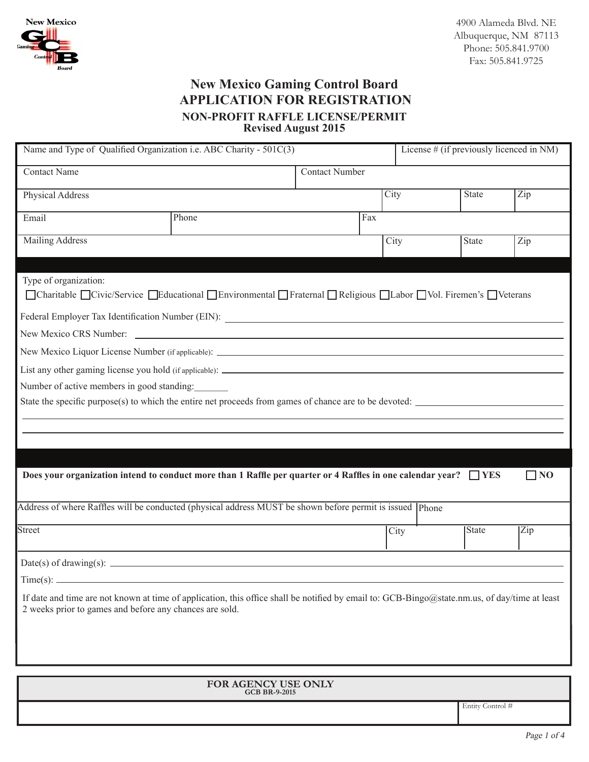New Mexico Gaming Control Board

4900 Alameda Blvd. NE
Albuquerque, NM 87113
Phone: 505.841.9700
Fax: 505.841.9725

# New Mexico Gaming Control Board
## APPLICATION FOR REGISTRATION
### NON-PROFIT RAFFLE LICENSE/PERMIT
### Revised August 2015

| Name and Type of Qualified Organization i.e. ABC Charity - 501C(3) | | | License # (if previously licenced in NM) | |
|---|---|---|---|---|
| Contact Name | | Contact Number | | |
| Physical Address | | City | State | Zip |
| Email | Phone | Fax | | |
| Mailing Address | | City | State | Zip |

Type of organization:
☐Charitable ☐Civic/Service ☐Educational ☐Environmental ☐Fraternal ☐Religious ☐Labor ☐Vol. Firemen's ☐Veterans

Federal Employer Tax Identification Number (EIN): ____________________

New Mexico CRS Number: ____________________

New Mexico Liquor License Number (if applicable): ____________________

List any other gaming license you hold (if applicable): ____________________

Number of active members in good standing:_______

State the specific purpose(s) to which the entire net proceeds from games of chance are to be devoted: ____________________

**Does your organization intend to conduct more than 1 Raffle per quarter or 4 Raffles in one calendar year?** ☐ **YES** ☐ **NO**

| Address of where Raffles will be conducted (physical address MUST be shown before permit is issued | | | Phone |
|---|---|---|---|
| Street | City | State | Zip |

Date(s) of drawing(s): ____________________

Time(s): ____________________

If date and time are not known at time of application, this office shall be notified by email to: GCB-Bingo@state.nm.us, of day/time at least 2 weeks prior to games and before any chances are sold.

| FOR AGENCY USE ONLY<br>GCB BR-9-2015 | |
|---|---|
| | Entity Control # |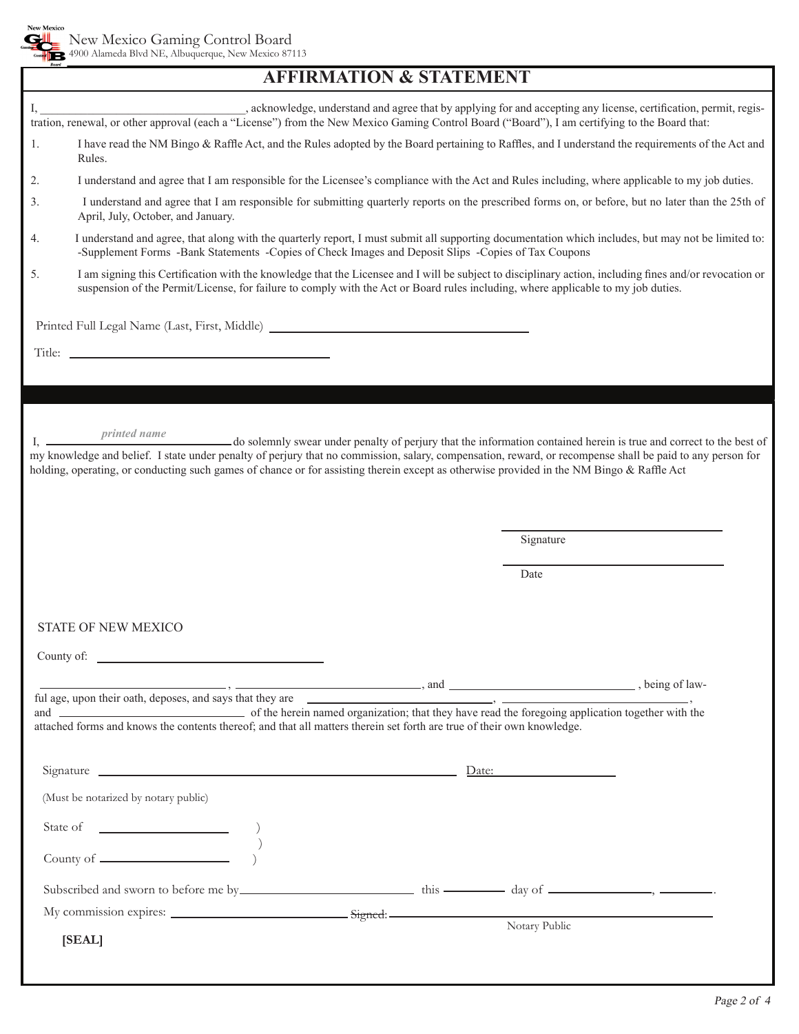New Mexico Gaming Control Board
4900 Alameda Blvd NE, Albuquerque, New Mexico 87113

# AFFIRMATION & STATEMENT

I, ______________________________, acknowledge, understand and agree that by applying for and accepting any license, certification, permit, registration, renewal, or other approval (each a "License") from the New Mexico Gaming Control Board ("Board"), I am certifying to the Board that:

1. I have read the NM Bingo & Raffle Act, and the Rules adopted by the Board pertaining to Raffles, and I understand the requirements of the Act and Rules.
2. I understand and agree that I am responsible for the Licensee's compliance with the Act and Rules including, where applicable to my job duties.
3. I understand and agree that I am responsible for submitting quarterly reports on the prescribed forms on, or before, but no later than the 25th of April, July, October, and January.
4. I understand and agree, that along with the quarterly report, I must submit all supporting documentation which includes, but may not be limited to: -Supplement Forms -Bank Statements -Copies of Check Images and Deposit Slips -Copies of Tax Coupons
5. I am signing this Certification with the knowledge that the Licensee and I will be subject to disciplinary action, including fines and/or revocation or suspension of the Permit/License, for failure to comply with the Act or Board rules including, where applicable to my job duties.

Printed Full Legal Name (Last, First, Middle) ______________________________

Title: ______________________________

I, ______________________________ *(printed name)* do solemnly swear under penalty of perjury that the information contained herein is true and correct to the best of my knowledge and belief. I state under penalty of perjury that no commission, salary, compensation, reward, or recompense shall be paid to any person for holding, operating, or conducting such games of chance or for assisting therein except as otherwise provided in the NM Bingo & Raffle Act

______________________________
Signature

______________________________
Date

STATE OF NEW MEXICO

County of: ______________________________

______________________, ______________________, and ______________________, being of lawful age, upon their oath, deposes, and says that they are ______________________, ______________________, and ______________________ of the herein named organization; that they have read the foregoing application together with the attached forms and knows the contents thereof; and that all matters therein set forth are true of their own knowledge.

Signature ______________________________ Date: ______________

(Must be notarized by notary public)

State of ______________ )
)
County of ______________ )

Subscribed and sworn to before me by ______________________ this ________ day of ______________, ________.

My commission expires: ______________________ Signed: ______________________
Notary Public

**[SEAL]**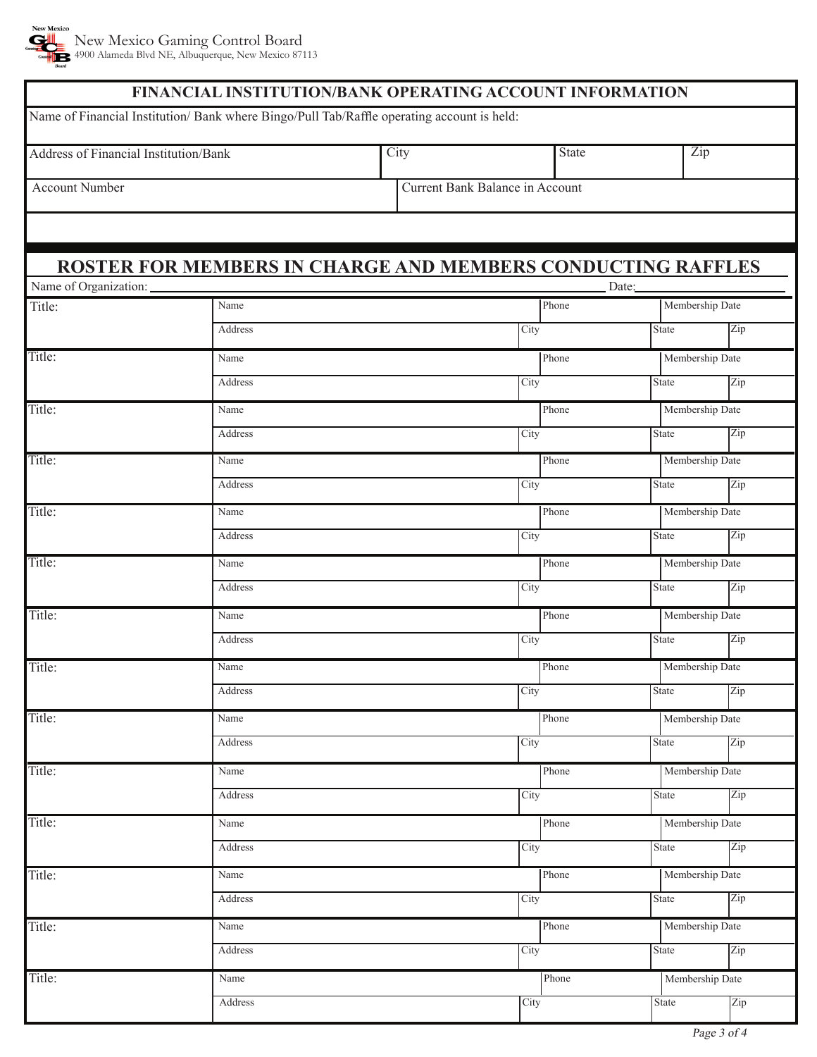New Mexico Gaming Control Board
4900 Alameda Blvd NE, Albuquerque, New Mexico 87113

## FINANCIAL INSTITUTION/BANK OPERATING ACCOUNT INFORMATION

| Name of Financial Institution/ Bank where Bingo/Pull Tab/Raffle operating account is held: | | | |
|---|---|---|---|
| Address of Financial Institution/Bank | City | State | Zip |
| Account Number | Current Bank Balance in Account | | |

## ROSTER FOR MEMBERS IN CHARGE AND MEMBERS CONDUCTING RAFFLES

Name of Organization: ______________________ Date: ______________

| Title: | Name | | Phone | Membership Date | |
|---|---|---|---|---|---|
| | Address | City | | State | Zip |
| Title: | Name | | Phone | Membership Date | |
| | Address | City | | State | Zip |
| Title: | Name | | Phone | Membership Date | |
| | Address | City | | State | Zip |
| Title: | Name | | Phone | Membership Date | |
| | Address | City | | State | Zip |
| Title: | Name | | Phone | Membership Date | |
| | Address | City | | State | Zip |
| Title: | Name | | Phone | Membership Date | |
| | Address | City | | State | Zip |
| Title: | Name | | Phone | Membership Date | |
| | Address | City | | State | Zip |
| Title: | Name | | Phone | Membership Date | |
| | Address | City | | State | Zip |
| Title: | Name | | Phone | Membership Date | |
| | Address | City | | State | Zip |
| Title: | Name | | Phone | Membership Date | |
| | Address | City | | State | Zip |
| Title: | Name | | Phone | Membership Date | |
| | Address | City | | State | Zip |
| Title: | Name | | Phone | Membership Date | |
| | Address | City | | State | Zip |
| Title: | Name | | Phone | Membership Date | |
| | Address | City | | State | Zip |
| Title: | Name | | Phone | Membership Date | |
| | Address | City | | State | Zip |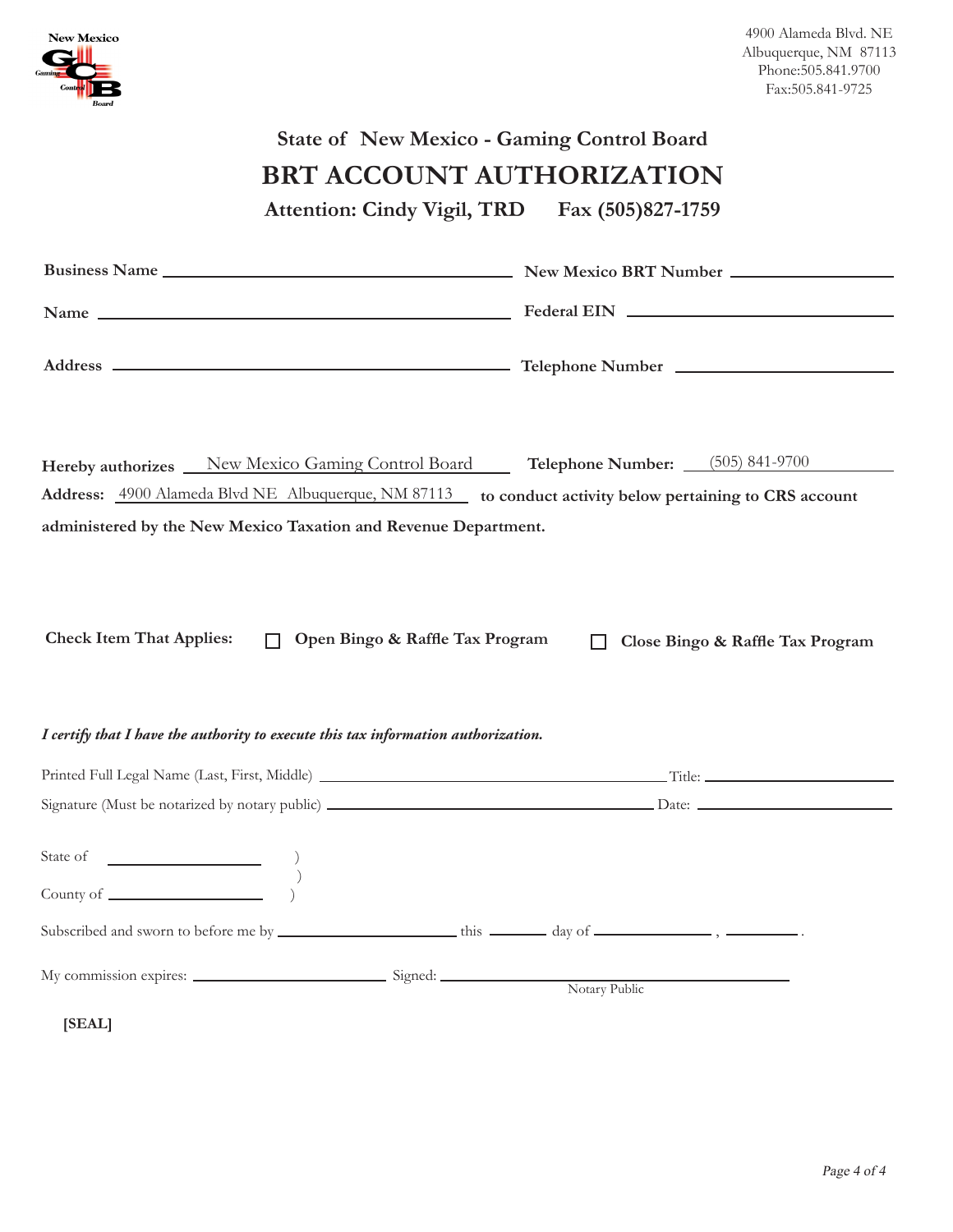New Mexico Gaming Control Board

4900 Alameda Blvd. NE
Albuquerque, NM 87113
Phone:505.841.9700
Fax:505.841-9725

## State of New Mexico - Gaming Control Board

# BRT ACCOUNT AUTHORIZATION

### Attention: Cindy Vigil, TRD Fax (505)827-1759

**Business Name** ______________________________ **New Mexico BRT Number** ____________________

**Name** ______________________________ **Federal EIN** ____________________

**Address** ______________________________ **Telephone Number** ____________________

**Hereby authorizes** New Mexico Gaming Control Board **Telephone Number:** (505) 841-9700

**Address:** 4900 Alameda Blvd NE Albuquerque, NM 87113 **to conduct activity below pertaining to CRS account administered by the New Mexico Taxation and Revenue Department.**

**Check Item That Applies:** ☐ **Open Bingo & Raffle Tax Program** ☐ **Close Bingo & Raffle Tax Program**

***I certify that I have the authority to execute this tax information authorization.***

Printed Full Legal Name (Last, First, Middle) ______________________________ Title: ____________________

Signature (Must be notarized by notary public) ______________________________ Date: ____________________

State of ____________________ )
)
County of ____________________ )

Subscribed and sworn to before me by ____________________ this ________ day of ______________ , __________ .

My commission expires: ____________________ Signed: ______________________________
Notary Public

**[SEAL]**